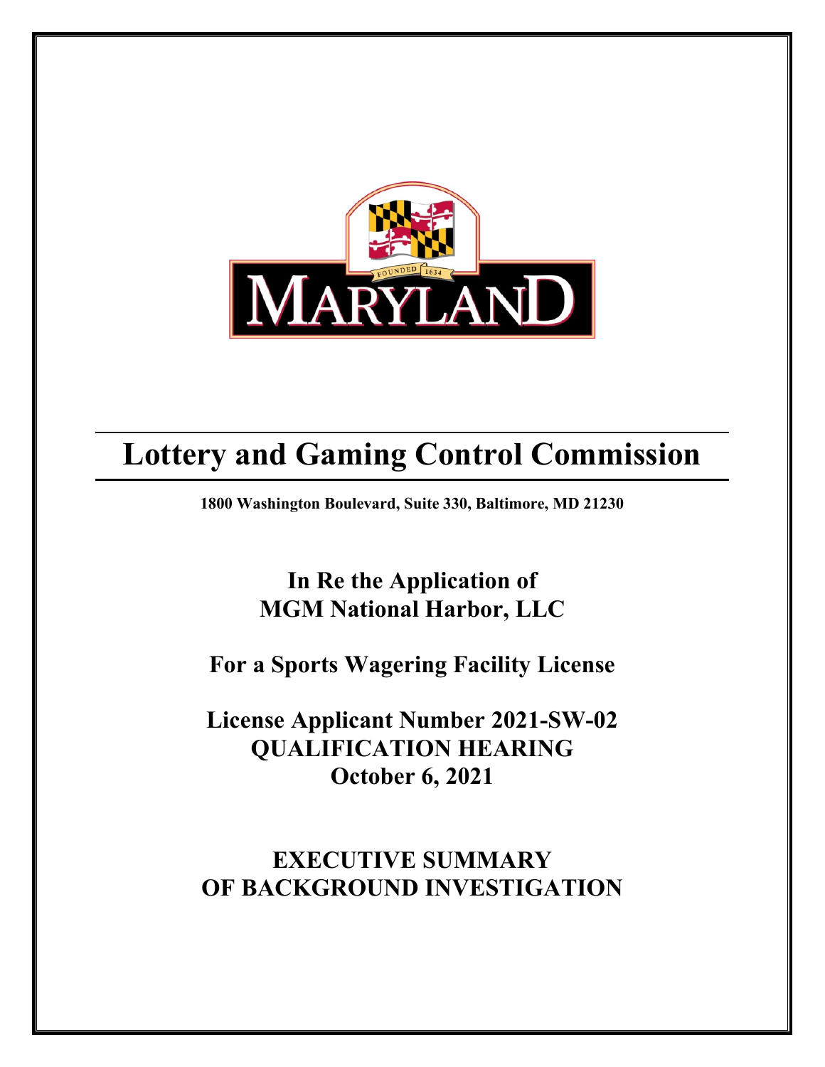# Lottery and Gaming Control Commission

**1800 Washington Boulevard, Suite 330, Baltimore, MD 21230**

## In Re the Application of
## MGM National Harbor, LLC

## For a Sports Wagering Facility License

## License Applicant Number 2021-SW-02
## QUALIFICATION HEARING
## October 6, 2021

## EXECUTIVE SUMMARY
## OF BACKGROUND INVESTIGATION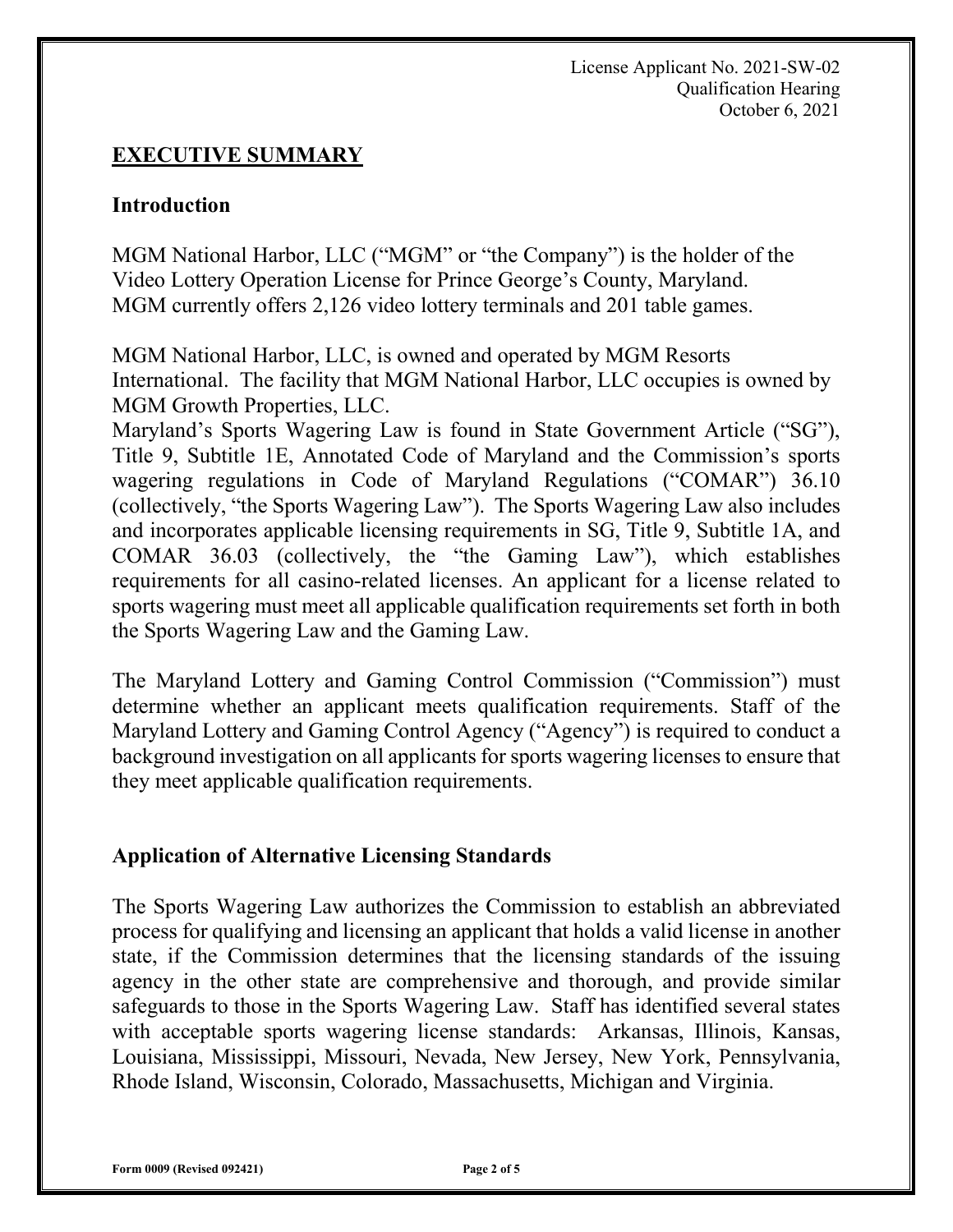License Applicant No. 2021-SW-02
Qualification Hearing
October 6, 2021

## EXECUTIVE SUMMARY

### Introduction

MGM National Harbor, LLC ("MGM" or "the Company") is the holder of the Video Lottery Operation License for Prince George's County, Maryland. MGM currently offers 2,126 video lottery terminals and 201 table games.

MGM National Harbor, LLC, is owned and operated by MGM Resorts International. The facility that MGM National Harbor, LLC occupies is owned by MGM Growth Properties, LLC.

Maryland's Sports Wagering Law is found in State Government Article ("SG"), Title 9, Subtitle 1E, Annotated Code of Maryland and the Commission's sports wagering regulations in Code of Maryland Regulations ("COMAR") 36.10 (collectively, "the Sports Wagering Law"). The Sports Wagering Law also includes and incorporates applicable licensing requirements in SG, Title 9, Subtitle 1A, and COMAR 36.03 (collectively, the "the Gaming Law"), which establishes requirements for all casino-related licenses. An applicant for a license related to sports wagering must meet all applicable qualification requirements set forth in both the Sports Wagering Law and the Gaming Law.

The Maryland Lottery and Gaming Control Commission ("Commission") must determine whether an applicant meets qualification requirements. Staff of the Maryland Lottery and Gaming Control Agency ("Agency") is required to conduct a background investigation on all applicants for sports wagering licenses to ensure that they meet applicable qualification requirements.

### Application of Alternative Licensing Standards

The Sports Wagering Law authorizes the Commission to establish an abbreviated process for qualifying and licensing an applicant that holds a valid license in another state, if the Commission determines that the licensing standards of the issuing agency in the other state are comprehensive and thorough, and provide similar safeguards to those in the Sports Wagering Law. Staff has identified several states with acceptable sports wagering license standards: Arkansas, Illinois, Kansas, Louisiana, Mississippi, Missouri, Nevada, New Jersey, New York, Pennsylvania, Rhode Island, Wisconsin, Colorado, Massachusetts, Michigan and Virginia.

Form 0009 (Revised 092421)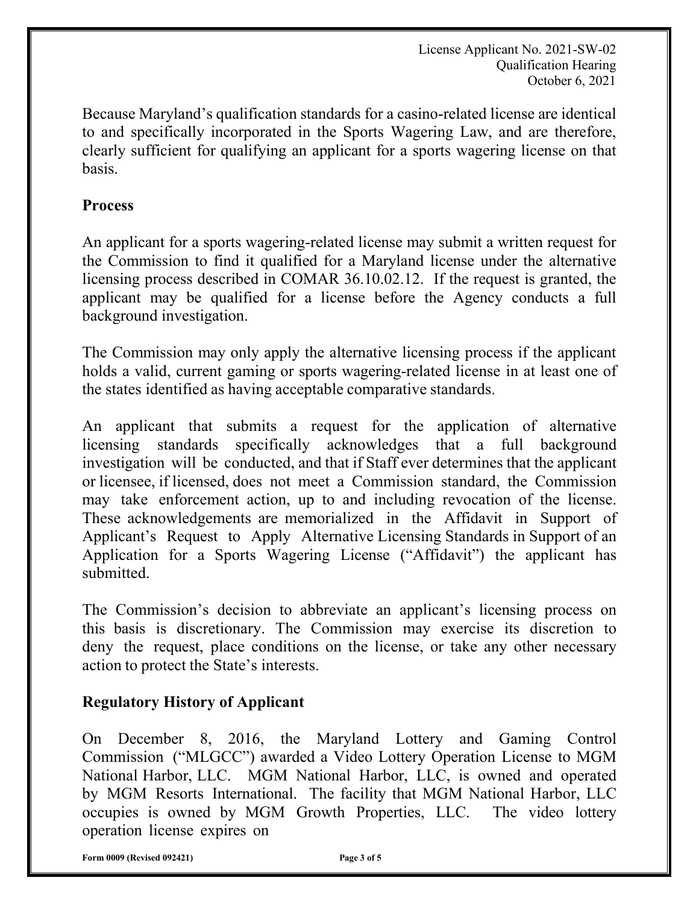Because Maryland's qualification standards for a casino-related license are identical to and specifically incorporated in the Sports Wagering Law, and are therefore, clearly sufficient for qualifying an applicant for a sports wagering license on that basis.

## Process

An applicant for a sports wagering-related license may submit a written request for the Commission to find it qualified for a Maryland license under the alternative licensing process described in COMAR 36.10.02.12. If the request is granted, the applicant may be qualified for a license before the Agency conducts a full background investigation.

The Commission may only apply the alternative licensing process if the applicant holds a valid, current gaming or sports wagering-related license in at least one of the states identified as having acceptable comparative standards.

An applicant that submits a request for the application of alternative licensing standards specifically acknowledges that a full background investigation will be conducted, and that if Staff ever determines that the applicant or licensee, if licensed, does not meet a Commission standard, the Commission may take enforcement action, up to and including revocation of the license. These acknowledgements are memorialized in the Affidavit in Support of Applicant's Request to Apply Alternative Licensing Standards in Support of an Application for a Sports Wagering License ("Affidavit") the applicant has submitted.

The Commission's decision to abbreviate an applicant's licensing process on this basis is discretionary. The Commission may exercise its discretion to deny the request, place conditions on the license, or take any other necessary action to protect the State's interests.

## Regulatory History of Applicant

On December 8, 2016, the Maryland Lottery and Gaming Control Commission ("MLGCC") awarded a Video Lottery Operation License to MGM National Harbor, LLC. MGM National Harbor, LLC, is owned and operated by MGM Resorts International. The facility that MGM National Harbor, LLC occupies is owned by MGM Growth Properties, LLC. The video lottery operation license expires on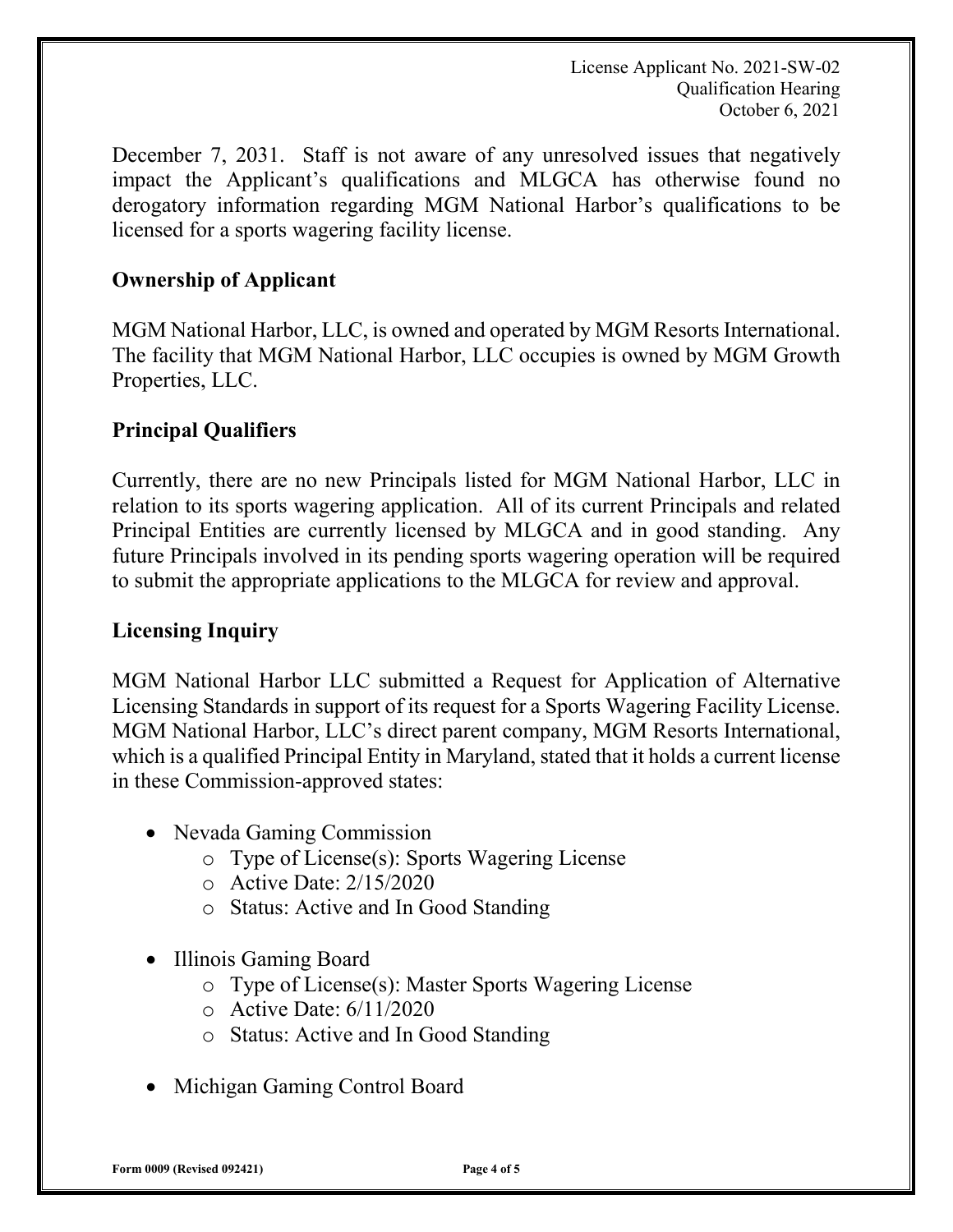December 7, 2031. Staff is not aware of any unresolved issues that negatively impact the Applicant's qualifications and MLGCA has otherwise found no derogatory information regarding MGM National Harbor's qualifications to be licensed for a sports wagering facility license.

## Ownership of Applicant

MGM National Harbor, LLC, is owned and operated by MGM Resorts International. The facility that MGM National Harbor, LLC occupies is owned by MGM Growth Properties, LLC.

## Principal Qualifiers

Currently, there are no new Principals listed for MGM National Harbor, LLC in relation to its sports wagering application. All of its current Principals and related Principal Entities are currently licensed by MLGCA and in good standing. Any future Principals involved in its pending sports wagering operation will be required to submit the appropriate applications to the MLGCA for review and approval.

## Licensing Inquiry

MGM National Harbor LLC submitted a Request for Application of Alternative Licensing Standards in support of its request for a Sports Wagering Facility License. MGM National Harbor, LLC's direct parent company, MGM Resorts International, which is a qualified Principal Entity in Maryland, stated that it holds a current license in these Commission-approved states:

- Nevada Gaming Commission
    - Type of License(s): Sports Wagering License
    - Active Date: 2/15/2020
    - Status: Active and In Good Standing
- Illinois Gaming Board
    - Type of License(s): Master Sports Wagering License
    - Active Date: 6/11/2020
    - Status: Active and In Good Standing
- Michigan Gaming Control Board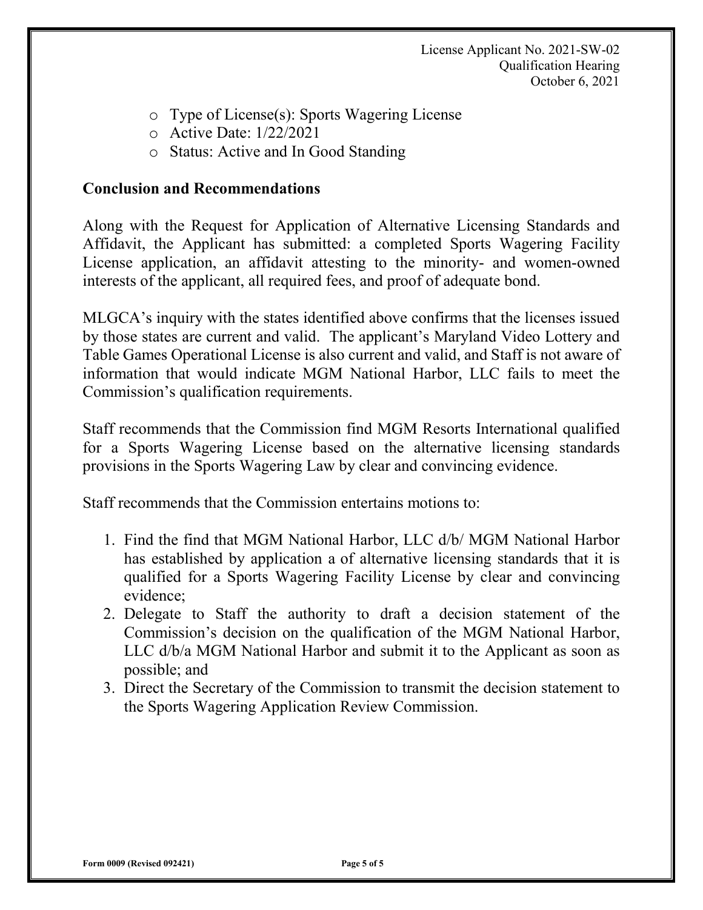- Type of License(s): Sports Wagering License
- Active Date: 1/22/2021
- Status: Active and In Good Standing

## Conclusion and Recommendations

Along with the Request for Application of Alternative Licensing Standards and Affidavit, the Applicant has submitted: a completed Sports Wagering Facility License application, an affidavit attesting to the minority- and women-owned interests of the applicant, all required fees, and proof of adequate bond.

MLGCA's inquiry with the states identified above confirms that the licenses issued by those states are current and valid. The applicant's Maryland Video Lottery and Table Games Operational License is also current and valid, and Staff is not aware of information that would indicate MGM National Harbor, LLC fails to meet the Commission's qualification requirements.

Staff recommends that the Commission find MGM Resorts International qualified for a Sports Wagering License based on the alternative licensing standards provisions in the Sports Wagering Law by clear and convincing evidence.

Staff recommends that the Commission entertains motions to:

1. Find the find that MGM National Harbor, LLC d/b/ MGM National Harbor has established by application a of alternative licensing standards that it is qualified for a Sports Wagering Facility License by clear and convincing evidence;
2. Delegate to Staff the authority to draft a decision statement of the Commission's decision on the qualification of the MGM National Harbor, LLC d/b/a MGM National Harbor and submit it to the Applicant as soon as possible; and
3. Direct the Secretary of the Commission to transmit the decision statement to the Sports Wagering Application Review Commission.